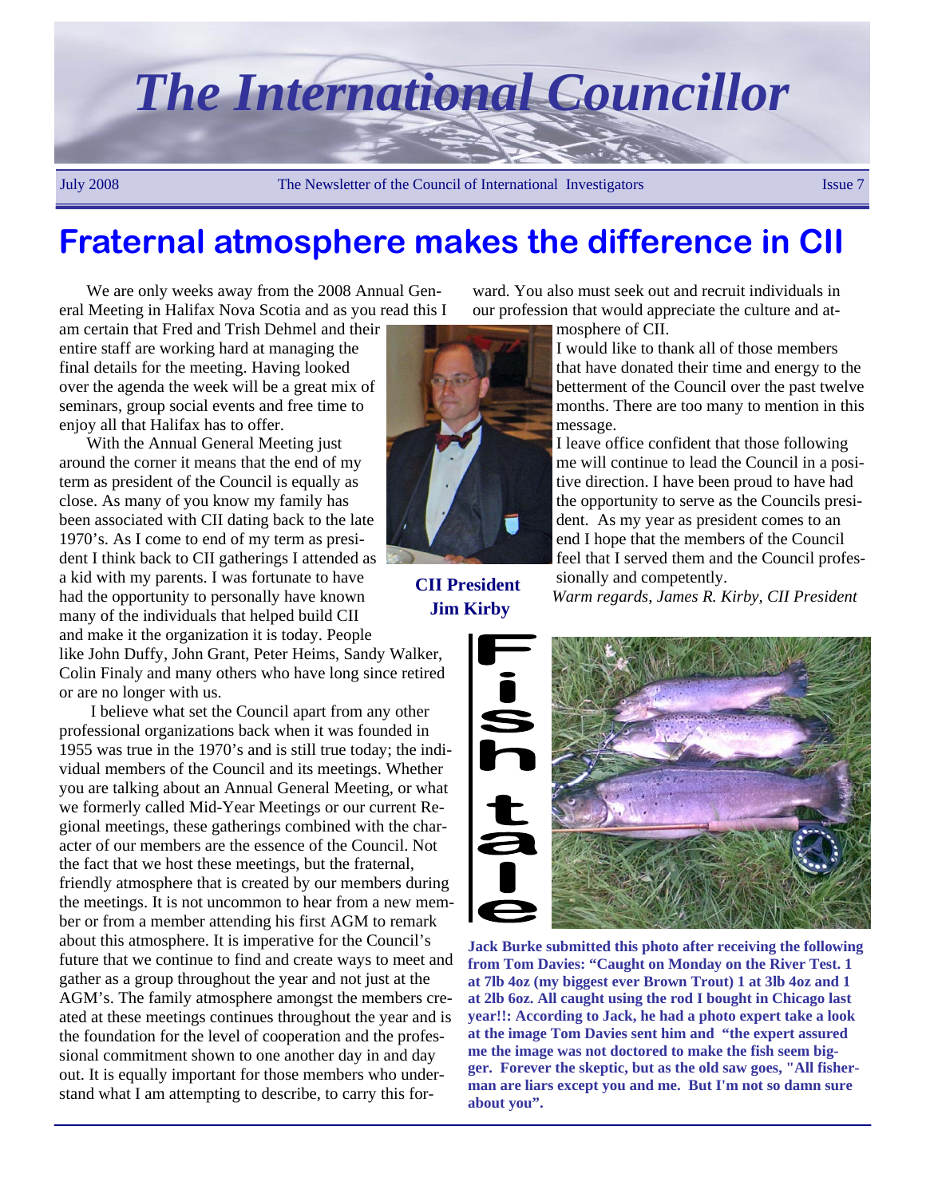# The International Councillor

July 2008 — The Newsletter of the Council of International Investigators — Issue 7

## Fraternal atmosphere makes the difference in CII

We are only weeks away from the 2008 Annual General Meeting in Halifax Nova Scotia and as you read this I am certain that Fred and Trish Dehmel and their entire staff are working hard at managing the final details for the meeting. Having looked over the agenda the week will be a great mix of seminars, group social events and free time to enjoy all that Halifax has to offer.

With the Annual General Meeting just around the corner it means that the end of my term as president of the Council is equally as close. As many of you know my family has been associated with CII dating back to the late 1970's. As I come to end of my term as president I think back to CII gatherings I attended as a kid with my parents. I was fortunate to have had the opportunity to personally have known many of the individuals that helped build CII and make it the organization it is today. People like John Duffy, John Grant, Peter Heims, Sandy Walker, Colin Finaly and many others who have long since retired or are no longer with us.

I believe what set the Council apart from any other professional organizations back when it was founded in 1955 was true in the 1970's and is still true today; the individual members of the Council and its meetings. Whether you are talking about an Annual General Meeting, or what we formerly called Mid-Year Meetings or our current Regional meetings, these gatherings combined with the character of our members are the essence of the Council. Not the fact that we host these meetings, but the fraternal, friendly atmosphere that is created by our members during the meetings. It is not uncommon to hear from a new member or from a member attending his first AGM to remark about this atmosphere. It is imperative for the Council's future that we continue to find and create ways to meet and gather as a group throughout the year and not just at the AGM's. The family atmosphere amongst the members created at these meetings continues throughout the year and is the foundation for the level of cooperation and the professional commitment shown to one another day in and day out. It is equally important for those members who understand what I am attempting to describe, to carry this forward. You also must seek out and recruit individuals in our profession that would appreciate the culture and atmosphere of CII.

I would like to thank all of those members that have donated their time and energy to the betterment of the Council over the past twelve months. There are too many to mention in this message.

I leave office confident that those following me will continue to lead the Council in a positive direction. I have been proud to have had the opportunity to serve as the Councils president. As my year as president comes to an end I hope that the members of the Council feel that I served them and the Council professionally and competently.

*Warm regards, James R. Kirby, CII President*

**CII President Jim Kirby**

## Fish tale

**Jack Burke submitted this photo after receiving the following from Tom Davies: "Caught on Monday on the River Test. 1 at 7lb 4oz (my biggest ever Brown Trout) 1 at 3lb 4oz and 1 at 2lb 6oz. All caught using the rod I bought in Chicago last year!!: According to Jack, he had a photo expert take a look at the image Tom Davies sent him and "the expert assured me the image was not doctored to make the fish seem bigger. Forever the skeptic, but as the old saw goes, "All fisherman are liars except you and me. But I'm not so damn sure about you".**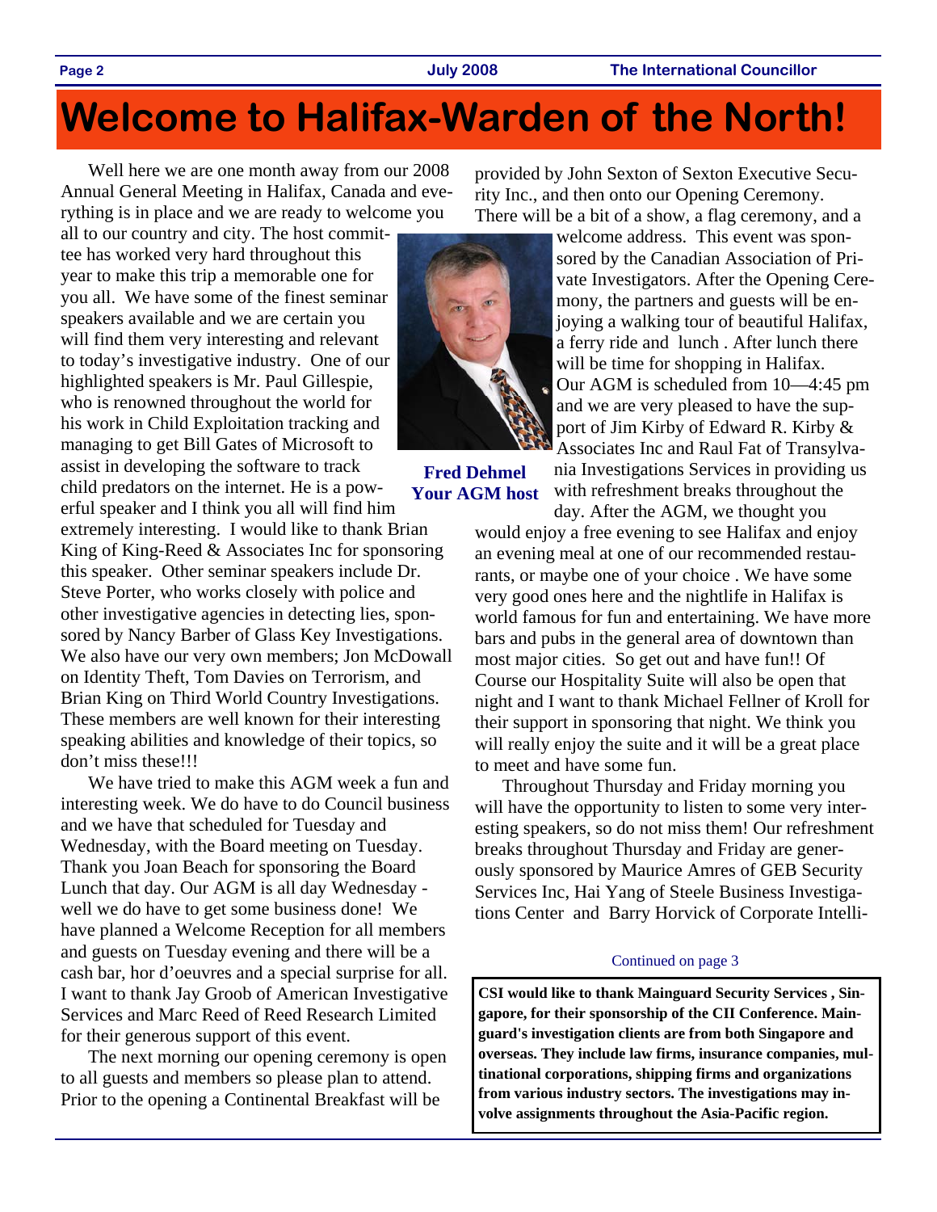# Welcome to Halifax-Warden of the North!

Well here we are one month away from our 2008 Annual General Meeting in Halifax, Canada and everything is in place and we are ready to welcome you all to our country and city. The host committee has worked very hard throughout this year to make this trip a memorable one for you all. We have some of the finest seminar speakers available and we are certain you will find them very interesting and relevant to today's investigative industry. One of our highlighted speakers is Mr. Paul Gillespie, who is renowned throughout the world for his work in Child Exploitation tracking and managing to get Bill Gates of Microsoft to assist in developing the software to track child predators on the internet. He is a powerful speaker and I think you all will find him extremely interesting. I would like to thank Brian King of King-Reed & Associates Inc for sponsoring this speaker. Other seminar speakers include Dr. Steve Porter, who works closely with police and other investigative agencies in detecting lies, sponsored by Nancy Barber of Glass Key Investigations. We also have our very own members; Jon McDowall on Identity Theft, Tom Davies on Terrorism, and Brian King on Third World Country Investigations. These members are well known for their interesting speaking abilities and knowledge of their topics, so don't miss these!!!

We have tried to make this AGM week a fun and interesting week. We do have to do Council business and we have that scheduled for Tuesday and Wednesday, with the Board meeting on Tuesday. Thank you Joan Beach for sponsoring the Board Lunch that day. Our AGM is all day Wednesday - well we do have to get some business done! We have planned a Welcome Reception for all members and guests on Tuesday evening and there will be a cash bar, hor d'oeuvres and a special surprise for all. I want to thank Jay Groob of American Investigative Services and Marc Reed of Reed Research Limited for their generous support of this event.

The next morning our opening ceremony is open to all guests and members so please plan to attend. Prior to the opening a Continental Breakfast will be provided by John Sexton of Sexton Executive Security Inc., and then onto our Opening Ceremony. There will be a bit of a show, a flag ceremony, and a welcome address. This event was sponsored by the Canadian Association of Private Investigators. After the Opening Ceremony, the partners and guests will be enjoying a walking tour of beautiful Halifax, a ferry ride and lunch . After lunch there will be time for shopping in Halifax. Our AGM is scheduled from 10—4:45 pm and we are very pleased to have the support of Jim Kirby of Edward R. Kirby & Associates Inc and Raul Fat of Transylvania Investigations Services in providing us with refreshment breaks throughout the day. After the AGM, we thought you would enjoy a free evening to see Halifax and enjoy an evening meal at one of our recommended restaurants, or maybe one of your choice . We have some very good ones here and the nightlife in Halifax is world famous for fun and entertaining. We have more bars and pubs in the general area of downtown than most major cities. So get out and have fun!! Of Course our Hospitality Suite will also be open that night and I want to thank Michael Fellner of Kroll for their support in sponsoring that night. We think you will really enjoy the suite and it will be a great place to meet and have some fun.

**Fred Dehmel**
**Your AGM host**

Throughout Thursday and Friday morning you will have the opportunity to listen to some very interesting speakers, so do not miss them! Our refreshment breaks throughout Thursday and Friday are generously sponsored by Maurice Amres of GEB Security Services Inc, Hai Yang of Steele Business Investigations Center and Barry Horvick of Corporate Intelli-

Continued on page 3

**CSI would like to thank Mainguard Security Services , Singapore, for their sponsorship of the CII Conference. Mainguard's investigation clients are from both Singapore and overseas. They include law firms, insurance companies, multinational corporations, shipping firms and organizations from various industry sectors. The investigations may involve assignments throughout the Asia-Pacific region.**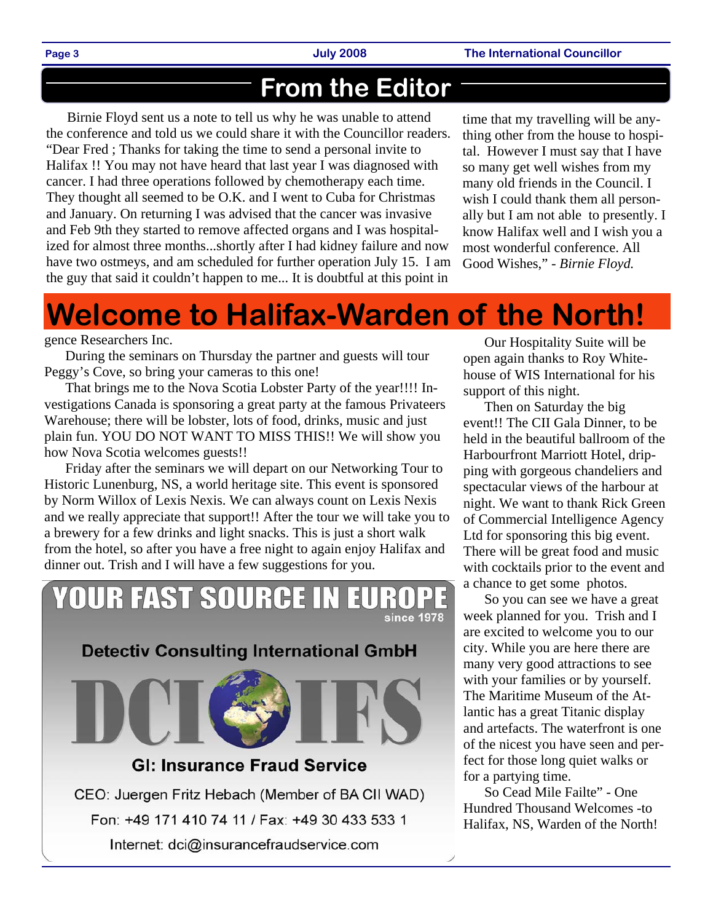## From the Editor

Birnie Floyd sent us a note to tell us why he was unable to attend the conference and told us we could share it with the Councillor readers. "Dear Fred ; Thanks for taking the time to send a personal invite to Halifax !! You may not have heard that last year I was diagnosed with cancer. I had three operations followed by chemotherapy each time. They thought all seemed to be O.K. and I went to Cuba for Christmas and January. On returning I was advised that the cancer was invasive and Feb 9th they started to remove affected organs and I was hospitalized for almost three months...shortly after I had kidney failure and now have two ostmeys, and am scheduled for further operation July 15. I am the guy that said it couldn't happen to me... It is doubtful at this point in time that my travelling will be anything other from the house to hospital. However I must say that I have so many get well wishes from my many old friends in the Council. I wish I could thank them all personally but I am not able to presently. I know Halifax well and I wish you a most wonderful conference. All Good Wishes," - *Birnie Floyd.*

# Welcome to Halifax-Warden of the North!

gence Researchers Inc.

During the seminars on Thursday the partner and guests will tour Peggy's Cove, so bring your cameras to this one!

That brings me to the Nova Scotia Lobster Party of the year!!!! Investigations Canada is sponsoring a great party at the famous Privateers Warehouse; there will be lobster, lots of food, drinks, music and just plain fun. YOU DO NOT WANT TO MISS THIS!! We will show you how Nova Scotia welcomes guests!!

Friday after the seminars we will depart on our Networking Tour to Historic Lunenburg, NS, a world heritage site. This event is sponsored by Norm Willox of Lexis Nexis. We can always count on Lexis Nexis and we really appreciate that support!! After the tour we will take you to a brewery for a few drinks and light snacks. This is just a short walk from the hotel, so after you have a free night to again enjoy Halifax and dinner out. Trish and I will have a few suggestions for you.

Our Hospitality Suite will be open again thanks to Roy Whitehouse of WIS International for his support of this night.

Then on Saturday the big event!! The CII Gala Dinner, to be held in the beautiful ballroom of the Harbourfront Marriott Hotel, dripping with gorgeous chandeliers and spectacular views of the harbour at night. We want to thank Rick Green of Commercial Intelligence Agency Ltd for sponsoring this big event. There will be great food and music with cocktails prior to the event and a chance to get some photos.

So you can see we have a great week planned for you. Trish and I are excited to welcome you to our city. While you are here there are many very good attractions to see with your families or by yourself. The Maritime Museum of the Atlantic has a great Titanic display and artefacts. The waterfront is one of the nicest you have seen and perfect for those long quiet walks or for a partying time.

So Cead Mile Failte" - One Hundred Thousand Welcomes -to Halifax, NS, Warden of the North!

---

**YOUR FAST SOURCE IN EUROPE**
since 1978

**Detectiv Consulting International GmbH**

DCI IFS

**GI: Insurance Fraud Service**

CEO: Juergen Fritz Hebach (Member of BA CII WAD)

Fon: +49 171 410 74 11 / Fax: +49 30 433 533 1

Internet: dci@insurancefraudservice.com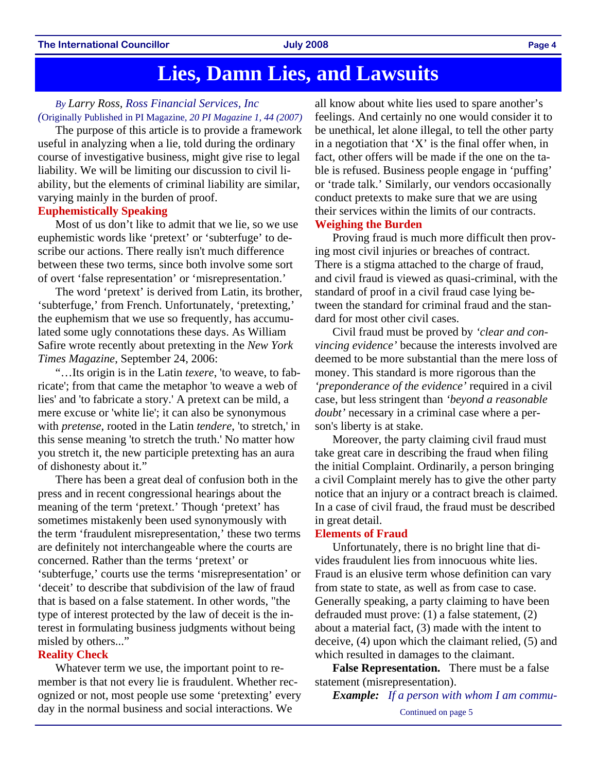# Lies, Damn Lies, and Lawsuits

*By* *Larry Ross, Ross Financial Services, Inc*
*(*Originally Published in PI Magazine*, 20 PI Magazine 1, 44 (2007)*

The purpose of this article is to provide a framework useful in analyzing when a lie, told during the ordinary course of investigative business, might give rise to legal liability. We will be limiting our discussion to civil liability, but the elements of criminal liability are similar, varying mainly in the burden of proof.

## Euphemistically Speaking

Most of us don't like to admit that we lie, so we use euphemistic words like 'pretext' or 'subterfuge' to describe our actions. There really isn't much difference between these two terms, since both involve some sort of overt 'false representation' or 'misrepresentation.'

The word 'pretext' is derived from Latin, its brother, 'subterfuge,' from French. Unfortunately, 'pretexting,' the euphemism that we use so frequently, has accumulated some ugly connotations these days. As William Safire wrote recently about pretexting in the *New York Times Magazine*, September 24, 2006:

"…Its origin is in the Latin *texere*, 'to weave, to fabricate'; from that came the metaphor 'to weave a web of lies' and 'to fabricate a story.' A pretext can be mild, a mere excuse or 'white lie'; it can also be synonymous with *pretense*, rooted in the Latin *tendere*, 'to stretch,' in this sense meaning 'to stretch the truth.' No matter how you stretch it, the new participle pretexting has an aura of dishonesty about it."

There has been a great deal of confusion both in the press and in recent congressional hearings about the meaning of the term 'pretext.' Though 'pretext' has sometimes mistakenly been used synonymously with the term 'fraudulent misrepresentation,' these two terms are definitely not interchangeable where the courts are concerned. Rather than the terms 'pretext' or 'subterfuge,' courts use the terms 'misrepresentation' or 'deceit' to describe that subdivision of the law of fraud that is based on a false statement. In other words, "the type of interest protected by the law of deceit is the interest in formulating business judgments without being misled by others..."

## Reality Check

Whatever term we use, the important point to remember is that not every lie is fraudulent. Whether recognized or not, most people use some 'pretexting' every day in the normal business and social interactions. We all know about white lies used to spare another's feelings. And certainly no one would consider it to be unethical, let alone illegal, to tell the other party in a negotiation that 'X' is the final offer when, in fact, other offers will be made if the one on the table is refused. Business people engage in 'puffing' or 'trade talk.' Similarly, our vendors occasionally conduct pretexts to make sure that we are using their services within the limits of our contracts.

## Weighing the Burden

Proving fraud is much more difficult then proving most civil injuries or breaches of contract. There is a stigma attached to the charge of fraud, and civil fraud is viewed as quasi-criminal, with the standard of proof in a civil fraud case lying between the standard for criminal fraud and the standard for most other civil cases.

Civil fraud must be proved by *'clear and convincing evidence'* because the interests involved are deemed to be more substantial than the mere loss of money. This standard is more rigorous than the *'preponderance of the evidence'* required in a civil case, but less stringent than *'beyond a reasonable doubt'* necessary in a criminal case where a person's liberty is at stake.

Moreover, the party claiming civil fraud must take great care in describing the fraud when filing the initial Complaint. Ordinarily, a person bringing a civil Complaint merely has to give the other party notice that an injury or a contract breach is claimed. In a case of civil fraud, the fraud must be described in great detail.

## Elements of Fraud

Unfortunately, there is no bright line that divides fraudulent lies from innocuous white lies. Fraud is an elusive term whose definition can vary from state to state, as well as from case to case. Generally speaking, a party claiming to have been defrauded must prove: (1) a false statement, (2) about a material fact, (3) made with the intent to deceive, (4) upon which the claimant relied, (5) and which resulted in damages to the claimant.

**False Representation.** There must be a false statement (misrepresentation).

***Example:*** *If a person with whom I am commu-*

Continued on page 5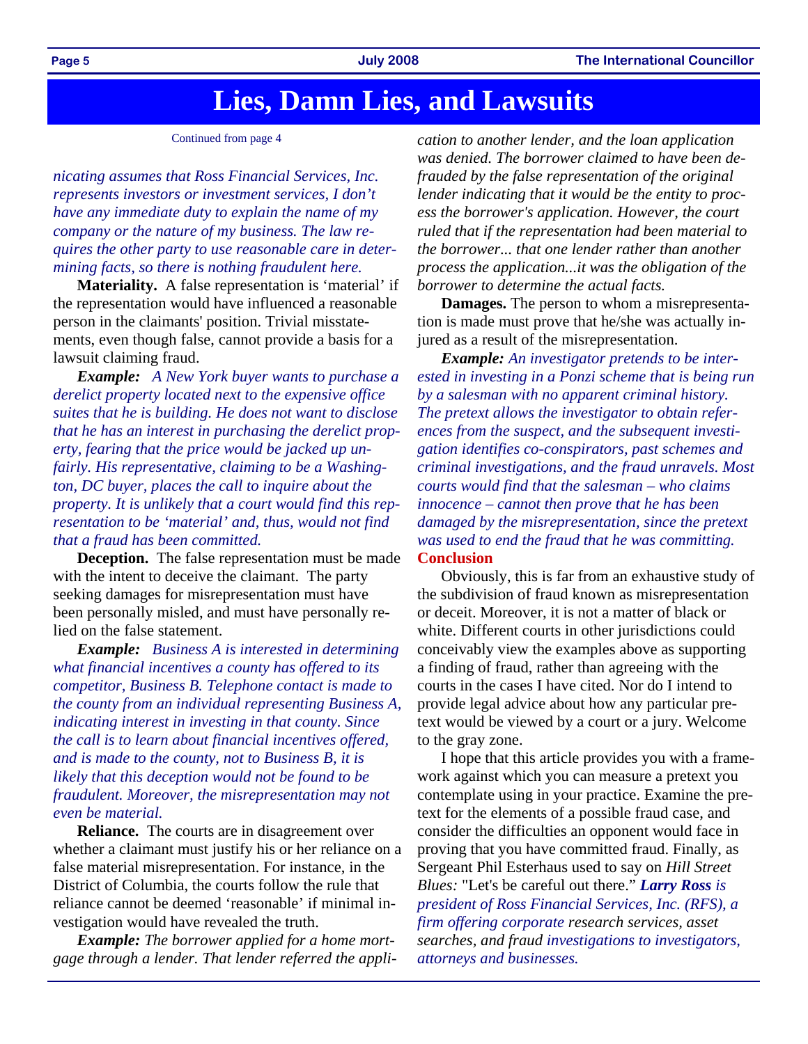# Lies, Damn Lies, and Lawsuits

Continued from page 4

*nicating assumes that Ross Financial Services, Inc. represents investors or investment services, I don't have any immediate duty to explain the name of my company or the nature of my business. The law requires the other party to use reasonable care in determining facts, so there is nothing fraudulent here.*

**Materiality.** A false representation is 'material' if the representation would have influenced a reasonable person in the claimants' position. Trivial misstatements, even though false, cannot provide a basis for a lawsuit claiming fraud.

***Example:*** *A New York buyer wants to purchase a derelict property located next to the expensive office suites that he is building. He does not want to disclose that he has an interest in purchasing the derelict property, fearing that the price would be jacked up unfairly. His representative, claiming to be a Washington, DC buyer, places the call to inquire about the property. It is unlikely that a court would find this representation to be 'material' and, thus, would not find that a fraud has been committed.*

**Deception.** The false representation must be made with the intent to deceive the claimant. The party seeking damages for misrepresentation must have been personally misled, and must have personally relied on the false statement.

***Example:*** *Business A is interested in determining what financial incentives a county has offered to its competitor, Business B. Telephone contact is made to the county from an individual representing Business A, indicating interest in investing in that county. Since the call is to learn about financial incentives offered, and is made to the county, not to Business B, it is likely that this deception would not be found to be fraudulent. Moreover, the misrepresentation may not even be material.*

**Reliance.** The courts are in disagreement over whether a claimant must justify his or her reliance on a false material misrepresentation. For instance, in the District of Columbia, the courts follow the rule that reliance cannot be deemed 'reasonable' if minimal investigation would have revealed the truth.

***Example:*** *The borrower applied for a home mortgage through a lender. That lender referred the application to another lender, and the loan application was denied. The borrower claimed to have been defrauded by the false representation of the original lender indicating that it would be the entity to process the borrower's application. However, the court ruled that if the representation had been material to the borrower... that one lender rather than another process the application...it was the obligation of the borrower to determine the actual facts.*

**Damages.** The person to whom a misrepresentation is made must prove that he/she was actually injured as a result of the misrepresentation.

***Example:*** *An investigator pretends to be interested in investing in a Ponzi scheme that is being run by a salesman with no apparent criminal history. The pretext allows the investigator to obtain references from the suspect, and the subsequent investigation identifies co-conspirators, past schemes and criminal investigations, and the fraud unravels. Most courts would find that the salesman – who claims innocence – cannot then prove that he has been damaged by the misrepresentation, since the pretext was used to end the fraud that he was committing.*

**Conclusion**

Obviously, this is far from an exhaustive study of the subdivision of fraud known as misrepresentation or deceit. Moreover, it is not a matter of black or white. Different courts in other jurisdictions could conceivably view the examples above as supporting a finding of fraud, rather than agreeing with the courts in the cases I have cited. Nor do I intend to provide legal advice about how any particular pretext would be viewed by a court or a jury. Welcome to the gray zone.

I hope that this article provides you with a framework against which you can measure a pretext you contemplate using in your practice. Examine the pretext for the elements of a possible fraud case, and consider the difficulties an opponent would face in proving that you have committed fraud. Finally, as Sergeant Phil Esterhaus used to say on *Hill Street Blues:* "Let's be careful out there." ***Larry Ross*** *is president of Ross Financial Services, Inc. (RFS), a firm offering corporate research services, asset searches, and fraud investigations to investigators, attorneys and businesses.*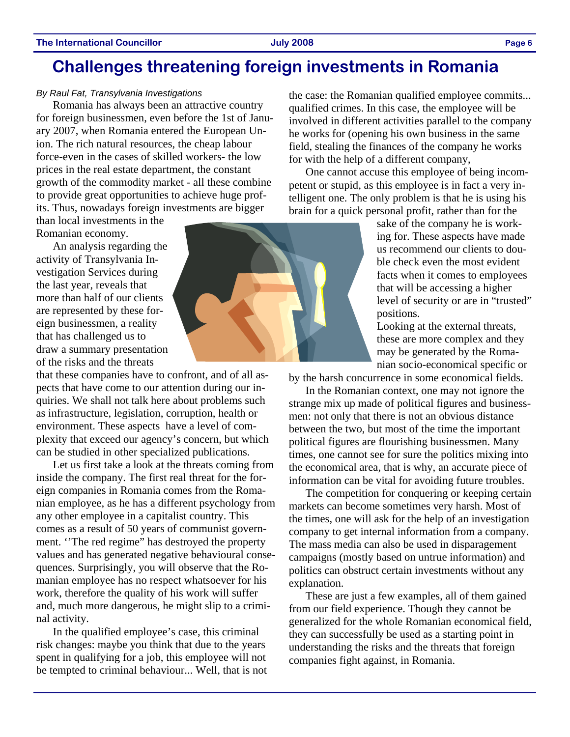# Challenges threatening foreign investments in Romania

*By Raul Fat, Transylvania Investigations*

Romania has always been an attractive country for foreign businessmen, even before the 1st of January 2007, when Romania entered the European Union. The rich natural resources, the cheap labour force-even in the cases of skilled workers- the low prices in the real estate department, the constant growth of the commodity market - all these combine to provide great opportunities to achieve huge profits. Thus, nowadays foreign investments are bigger than local investments in the Romanian economy.

An analysis regarding the activity of Transylvania Investigation Services during the last year, reveals that more than half of our clients are represented by these foreign businessmen, a reality that has challenged us to draw a summary presentation of the risks and the threats that these companies have to confront, and of all aspects that have come to our attention during our inquiries. We shall not talk here about problems such as infrastructure, legislation, corruption, health or environment. These aspects have a level of complexity that exceed our agency's concern, but which can be studied in other specialized publications.

Let us first take a look at the threats coming from inside the company. The first real threat for the foreign companies in Romania comes from the Romanian employee, as he has a different psychology from any other employee in a capitalist country. This comes as a result of 50 years of communist government. ''The red regime" has destroyed the property values and has generated negative behavioural consequences. Surprisingly, you will observe that the Romanian employee has no respect whatsoever for his work, therefore the quality of his work will suffer and, much more dangerous, he might slip to a criminal activity.

In the qualified employee's case, this criminal risk changes: maybe you think that due to the years spent in qualifying for a job, this employee will not be tempted to criminal behaviour... Well, that is not the case: the Romanian qualified employee commits... qualified crimes. In this case, the employee will be involved in different activities parallel to the company he works for (opening his own business in the same field, stealing the finances of the company he works for with the help of a different company,

One cannot accuse this employee of being incompetent or stupid, as this employee is in fact a very intelligent one. The only problem is that he is using his brain for a quick personal profit, rather than for the sake of the company he is working for. These aspects have made us recommend our clients to double check even the most evident facts when it comes to employees that will be accessing a higher level of security or are in "trusted" positions.

Looking at the external threats, these are more complex and they may be generated by the Romanian socio-economical specific or by the harsh concurrence in some economical fields.

In the Romanian context, one may not ignore the strange mix up made of political figures and businessmen: not only that there is not an obvious distance between the two, but most of the time the important political figures are flourishing businessmen. Many times, one cannot see for sure the politics mixing into the economical area, that is why, an accurate piece of information can be vital for avoiding future troubles.

The competition for conquering or keeping certain markets can become sometimes very harsh. Most of the times, one will ask for the help of an investigation company to get internal information from a company. The mass media can also be used in disparagement campaigns (mostly based on untrue information) and politics can obstruct certain investments without any explanation.

These are just a few examples, all of them gained from our field experience. Though they cannot be generalized for the whole Romanian economical field, they can successfully be used as a starting point in understanding the risks and the threats that foreign companies fight against, in Romania.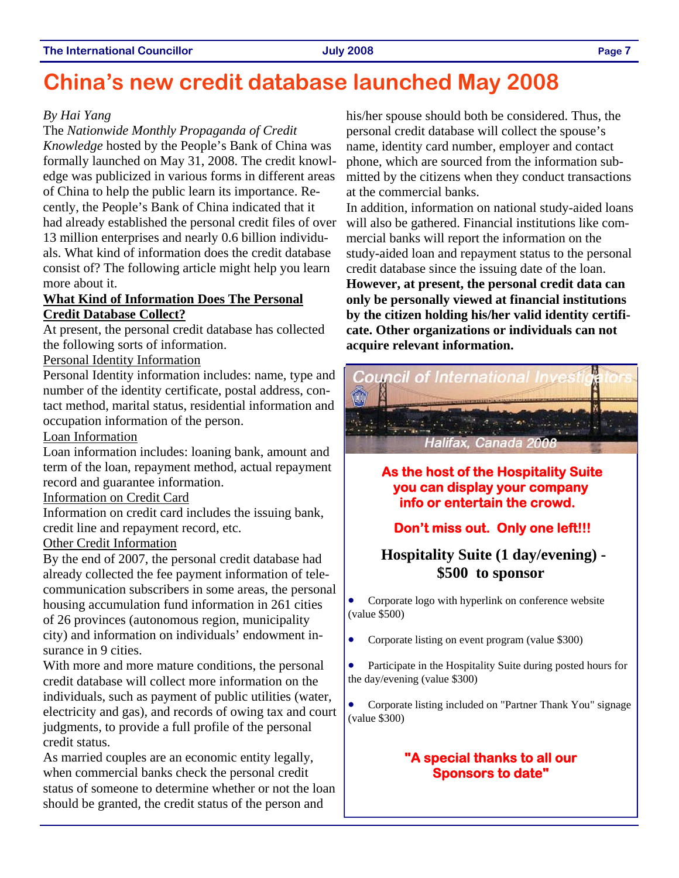# China's new credit database launched May 2008

*By Hai Yang*

The *Nationwide Monthly Propaganda of Credit Knowledge* hosted by the People's Bank of China was formally launched on May 31, 2008. The credit knowledge was publicized in various forms in different areas of China to help the public learn its importance. Recently, the People's Bank of China indicated that it had already established the personal credit files of over 13 million enterprises and nearly 0.6 billion individuals. What kind of information does the credit database consist of? The following article might help you learn more about it.

**What Kind of Information Does The Personal Credit Database Collect?**

At present, the personal credit database has collected the following sorts of information.

Personal Identity Information

Personal Identity information includes: name, type and number of the identity certificate, postal address, contact method, marital status, residential information and occupation information of the person.

Loan Information

Loan information includes: loaning bank, amount and term of the loan, repayment method, actual repayment record and guarantee information.

Information on Credit Card

Information on credit card includes the issuing bank, credit line and repayment record, etc.

Other Credit Information

By the end of 2007, the personal credit database had already collected the fee payment information of telecommunication subscribers in some areas, the personal housing accumulation fund information in 261 cities of 26 provinces (autonomous region, municipality city) and information on individuals' endowment insurance in 9 cities.

With more and more mature conditions, the personal credit database will collect more information on the individuals, such as payment of public utilities (water, electricity and gas), and records of owing tax and court judgments, to provide a full profile of the personal credit status.

As married couples are an economic entity legally, when commercial banks check the personal credit status of someone to determine whether or not the loan should be granted, the credit status of the person and his/her spouse should both be considered. Thus, the personal credit database will collect the spouse's name, identity card number, employer and contact phone, which are sourced from the information submitted by the citizens when they conduct transactions at the commercial banks.

In addition, information on national study-aided loans will also be gathered. Financial institutions like commercial banks will report the information on the study-aided loan and repayment status to the personal credit database since the issuing date of the loan. **However, at present, the personal credit data can only be personally viewed at financial institutions by the citizen holding his/her valid identity certificate. Other organizations or individuals can not acquire relevant information.**

---

Council of International Investigators

Halifax, Canada 2008

**As the host of the Hospitality Suite you can display your company info or entertain the crowd.**

**Don't miss out. Only one left!!!**

**Hospitality Suite (1 day/evening) - $500 to sponsor**

- Corporate logo with hyperlink on conference website (value $500)
- Corporate listing on event program (value $300)
- Participate in the Hospitality Suite during posted hours for the day/evening (value $300)
- Corporate listing included on "Partner Thank You" signage (value $300)

**"A special thanks to all our Sponsors to date"**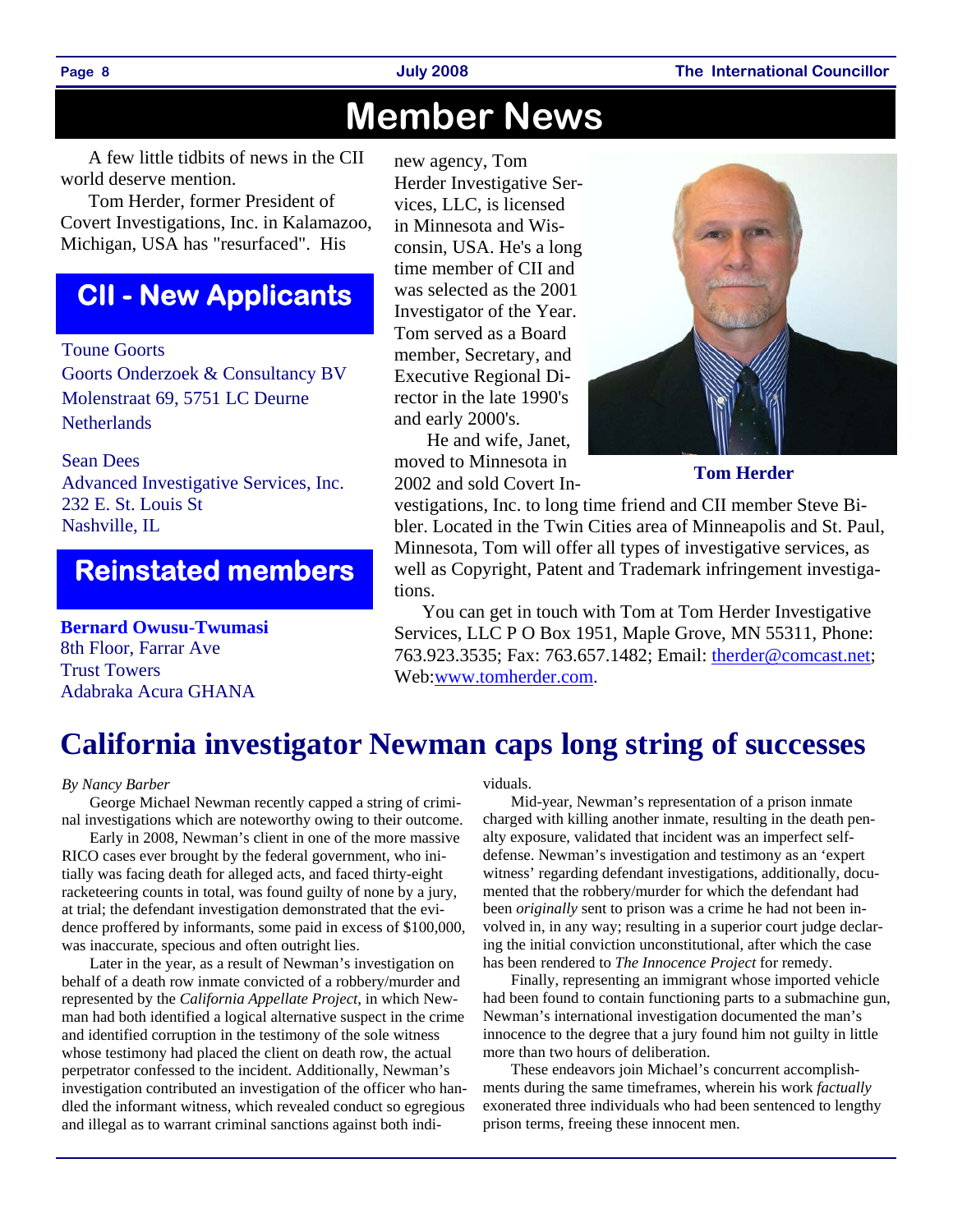# Member News

A few little tidbits of news in the CII world deserve mention.

Tom Herder, former President of Covert Investigations, Inc. in Kalamazoo, Michigan, USA has "resurfaced". His new agency, Tom Herder Investigative Services, LLC, is licensed in Minnesota and Wisconsin, USA. He's a long time member of CII and was selected as the 2001 Investigator of the Year. Tom served as a Board member, Secretary, and Executive Regional Director in the late 1990's and early 2000's.

He and wife, Janet, moved to Minnesota in 2002 and sold Covert Investigations, Inc. to long time friend and CII member Steve Bibler. Located in the Twin Cities area of Minneapolis and St. Paul, Minnesota, Tom will offer all types of investigative services, as well as Copyright, Patent and Trademark infringement investigations.

You can get in touch with Tom at Tom Herder Investigative Services, LLC P O Box 1951, Maple Grove, MN 55311, Phone: 763.923.3535; Fax: 763.657.1482; Email: therder@comcast.net; Web:www.tomherder.com.

**Tom Herder**

## CII - New Applicants

Toune Goorts
Goorts Onderzoek & Consultancy BV
Molenstraat 69, 5751 LC Deurne
Netherlands

Sean Dees
Advanced Investigative Services, Inc.
232 E. St. Louis St
Nashville, IL

## Reinstated members

**Bernard Owusu-Twumasi**
8th Floor, Farrar Ave
Trust Towers
Adabraka Acura GHANA

# California investigator Newman caps long string of successes

*By Nancy Barber*

George Michael Newman recently capped a string of criminal investigations which are noteworthy owing to their outcome.

Early in 2008, Newman's client in one of the more massive RICO cases ever brought by the federal government, who initially was facing death for alleged acts, and faced thirty-eight racketeering counts in total, was found guilty of none by a jury, at trial; the defendant investigation demonstrated that the evidence proffered by informants, some paid in excess of $100,000, was inaccurate, specious and often outright lies.

Later in the year, as a result of Newman's investigation on behalf of a death row inmate convicted of a robbery/murder and represented by the *California Appellate Project*, in which Newman had both identified a logical alternative suspect in the crime and identified corruption in the testimony of the sole witness whose testimony had placed the client on death row, the actual perpetrator confessed to the incident. Additionally, Newman's investigation contributed an investigation of the officer who handled the informant witness, which revealed conduct so egregious and illegal as to warrant criminal sanctions against both individuals.

Mid-year, Newman's representation of a prison inmate charged with killing another inmate, resulting in the death penalty exposure, validated that incident was an imperfect self-defense. Newman's investigation and testimony as an 'expert witness' regarding defendant investigations, additionally, documented that the robbery/murder for which the defendant had been *originally* sent to prison was a crime he had not been involved in, in any way; resulting in a superior court judge declaring the initial conviction unconstitutional, after which the case has been rendered to *The Innocence Project* for remedy.

Finally, representing an immigrant whose imported vehicle had been found to contain functioning parts to a submachine gun, Newman's international investigation documented the man's innocence to the degree that a jury found him not guilty in little more than two hours of deliberation.

These endeavors join Michael's concurrent accomplishments during the same timeframes, wherein his work *factually* exonerated three individuals who had been sentenced to lengthy prison terms, freeing these innocent men.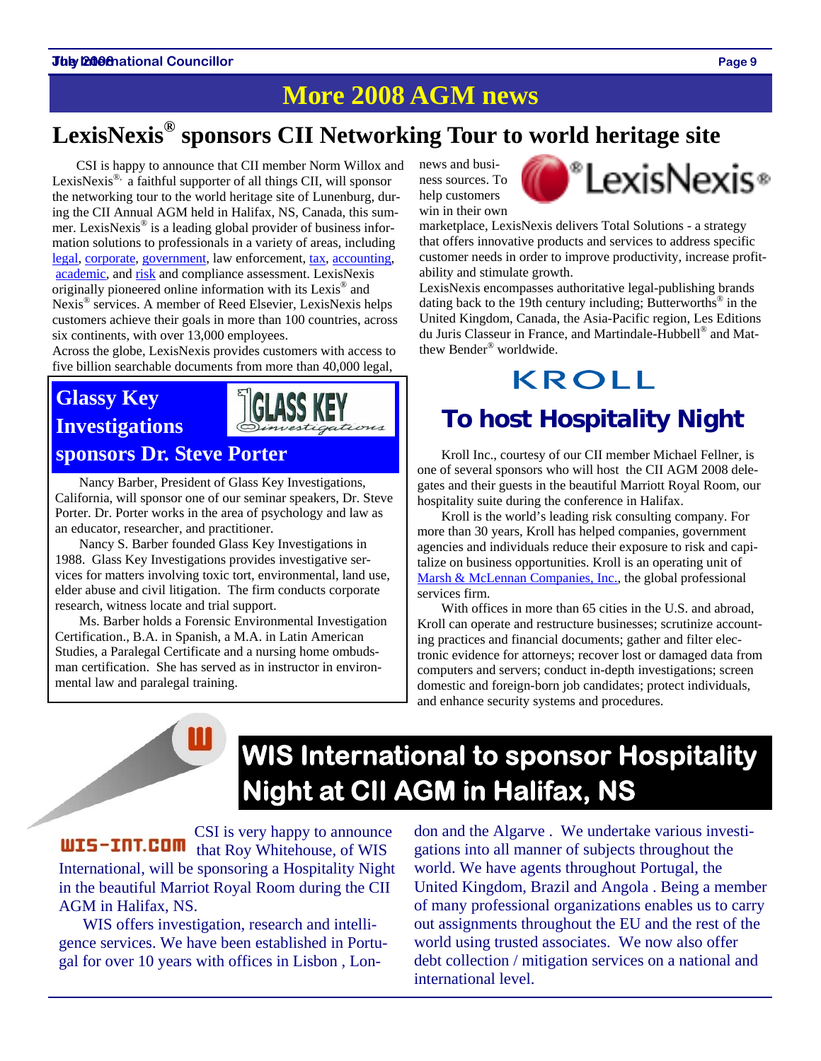# More 2008 AGM news

## LexisNexis® sponsors CII Networking Tour to world heritage site

CSI is happy to announce that CII member Norm Willox and LexisNexis®, a faithful supporter of all things CII, will sponsor the networking tour to the world heritage site of Lunenburg, during the CII Annual AGM held in Halifax, NS, Canada, this summer. LexisNexis® is a leading global provider of business information solutions to professionals in a variety of areas, including legal, corporate, government, law enforcement, tax, accounting, academic, and risk and compliance assessment. LexisNexis originally pioneered online information with its Lexis® and Nexis® services. A member of Reed Elsevier, LexisNexis helps customers achieve their goals in more than 100 countries, across six continents, with over 13,000 employees.

Across the globe, LexisNexis provides customers with access to five billion searchable documents from more than 40,000 legal, news and business sources. To help customers win in their own marketplace, LexisNexis delivers Total Solutions - a strategy that offers innovative products and services to address specific customer needs in order to improve productivity, increase profitability and stimulate growth.

LexisNexis encompasses authoritative legal-publishing brands dating back to the 19th century including; Butterworths® in the United Kingdom, Canada, the Asia-Pacific region, Les Editions du Juris Classeur in France, and Martindale-Hubbell® and Matthew Bender® worldwide.

## Glassy Key Investigations sponsors Dr. Steve Porter

Nancy Barber, President of Glass Key Investigations, California, will sponsor one of our seminar speakers, Dr. Steve Porter. Dr. Porter works in the area of psychology and law as an educator, researcher, and practitioner.

Nancy S. Barber founded Glass Key Investigations in 1988. Glass Key Investigations provides investigative services for matters involving toxic tort, environmental, land use, elder abuse and civil litigation. The firm conducts corporate research, witness locate and trial support.

Ms. Barber holds a Forensic Environmental Investigation Certification., B.A. in Spanish, a M.A. in Latin American Studies, a Paralegal Certificate and a nursing home ombudsman certification. She has served as in instructor in environmental law and paralegal training.

## KROLL To host Hospitality Night

Kroll Inc., courtesy of our CII member Michael Fellner, is one of several sponsors who will host the CII AGM 2008 delegates and their guests in the beautiful Marriott Royal Room, our hospitality suite during the conference in Halifax.

Kroll is the world's leading risk consulting company. For more than 30 years, Kroll has helped companies, government agencies and individuals reduce their exposure to risk and capitalize on business opportunities. Kroll is an operating unit of Marsh & McLennan Companies, Inc., the global professional services firm.

With offices in more than 65 cities in the U.S. and abroad, Kroll can operate and restructure businesses; scrutinize accounting practices and financial documents; gather and filter electronic evidence for attorneys; recover lost or damaged data from computers and servers; conduct in-depth investigations; screen domestic and foreign-born job candidates; protect individuals, and enhance security systems and procedures.

## WIS International to sponsor Hospitality Night at CII AGM in Halifax, NS

WIS-INT.COM

CSI is very happy to announce that Roy Whitehouse, of WIS International, will be sponsoring a Hospitality Night in the beautiful Marriot Royal Room during the CII AGM in Halifax, NS.

WIS offers investigation, research and intelligence services. We have been established in Portugal for over 10 years with offices in Lisbon , London and the Algarve . We undertake various investigations into all manner of subjects throughout the world. We have agents throughout Portugal, the United Kingdom, Brazil and Angola . Being a member of many professional organizations enables us to carry out assignments throughout the EU and the rest of the world using trusted associates. We now also offer debt collection / mitigation services on a national and international level.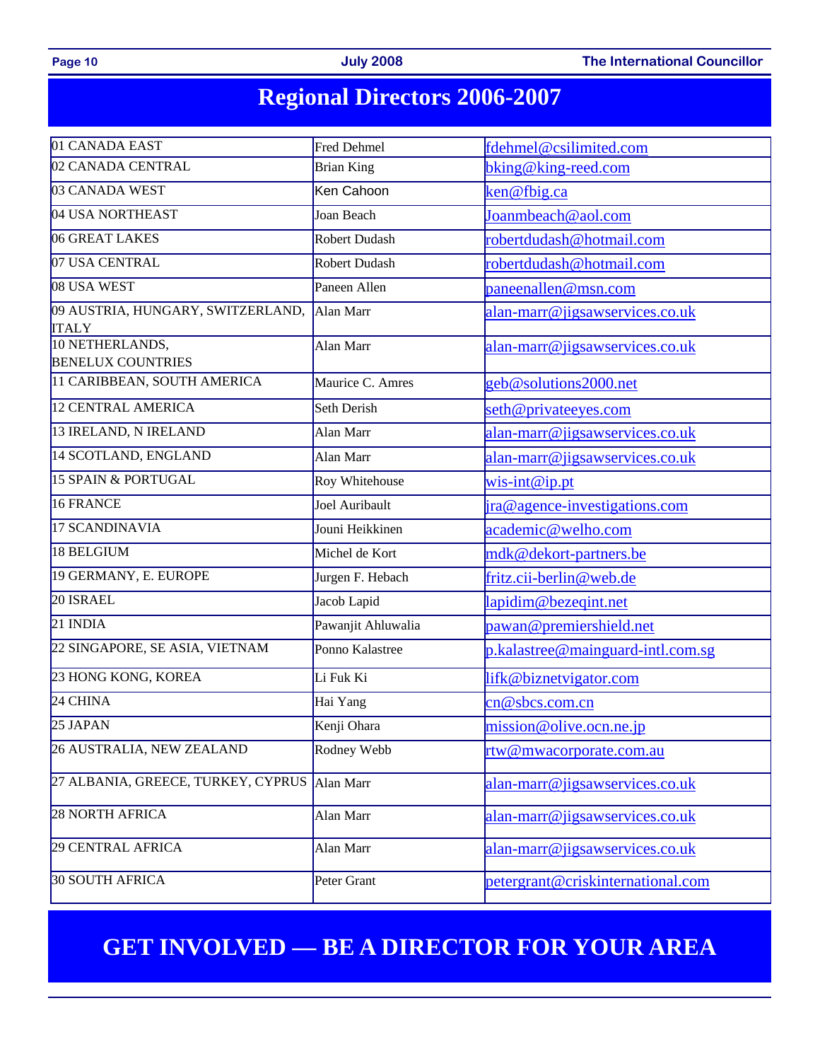# Regional Directors 2006-2007

| Region | Director | Email |
|---|---|---|
| 01 CANADA EAST | Fred Dehmel | fdehmel@csilimited.com |
| 02 CANADA CENTRAL | Brian King | bking@king-reed.com |
| 03 CANADA WEST | Ken Cahoon | ken@fbig.ca |
| 04 USA NORTHEAST | Joan Beach | Joanmbeach@aol.com |
| 06 GREAT LAKES | Robert Dudash | robertdudash@hotmail.com |
| 07 USA CENTRAL | Robert Dudash | robertdudash@hotmail.com |
| 08 USA WEST | Paneen Allen | paneenallen@msn.com |
| 09 AUSTRIA, HUNGARY, SWITZERLAND, ITALY | Alan Marr | alan-marr@jigsawservices.co.uk |
| 10 NETHERLANDS, BENELUX COUNTRIES | Alan Marr | alan-marr@jigsawservices.co.uk |
| 11 CARIBBEAN, SOUTH AMERICA | Maurice C. Amres | geb@solutions2000.net |
| 12 CENTRAL AMERICA | Seth Derish | seth@privateeyes.com |
| 13 IRELAND, N IRELAND | Alan Marr | alan-marr@jigsawservices.co.uk |
| 14 SCOTLAND, ENGLAND | Alan Marr | alan-marr@jigsawservices.co.uk |
| 15 SPAIN & PORTUGAL | Roy Whitehouse | wis-int@ip.pt |
| 16 FRANCE | Joel Auribault | jra@agence-investigations.com |
| 17 SCANDINAVIA | Jouni Heikkinen | academic@welho.com |
| 18 BELGIUM | Michel de Kort | mdk@dekort-partners.be |
| 19 GERMANY, E. EUROPE | Jurgen F. Hebach | fritz.cii-berlin@web.de |
| 20 ISRAEL | Jacob Lapid | lapidim@bezeqint.net |
| 21 INDIA | Pawanjit Ahluwalia | pawan@premiershield.net |
| 22 SINGAPORE, SE ASIA, VIETNAM | Ponno Kalastree | p.kalastree@mainguard-intl.com.sg |
| 23 HONG KONG, KOREA | Li Fuk Ki | lifk@biznetvigator.com |
| 24 CHINA | Hai Yang | cn@sbcs.com.cn |
| 25 JAPAN | Kenji Ohara | mission@olive.ocn.ne.jp |
| 26 AUSTRALIA, NEW ZEALAND | Rodney Webb | rtw@mwacorporate.com.au |
| 27 ALBANIA, GREECE, TURKEY, CYPRUS | Alan Marr | alan-marr@jigsawservices.co.uk |
| 28 NORTH AFRICA | Alan Marr | alan-marr@jigsawservices.co.uk |
| 29 CENTRAL AFRICA | Alan Marr | alan-marr@jigsawservices.co.uk |
| 30 SOUTH AFRICA | Peter Grant | petergrant@criskinternational.com |

## GET INVOLVED — BE A DIRECTOR FOR YOUR AREA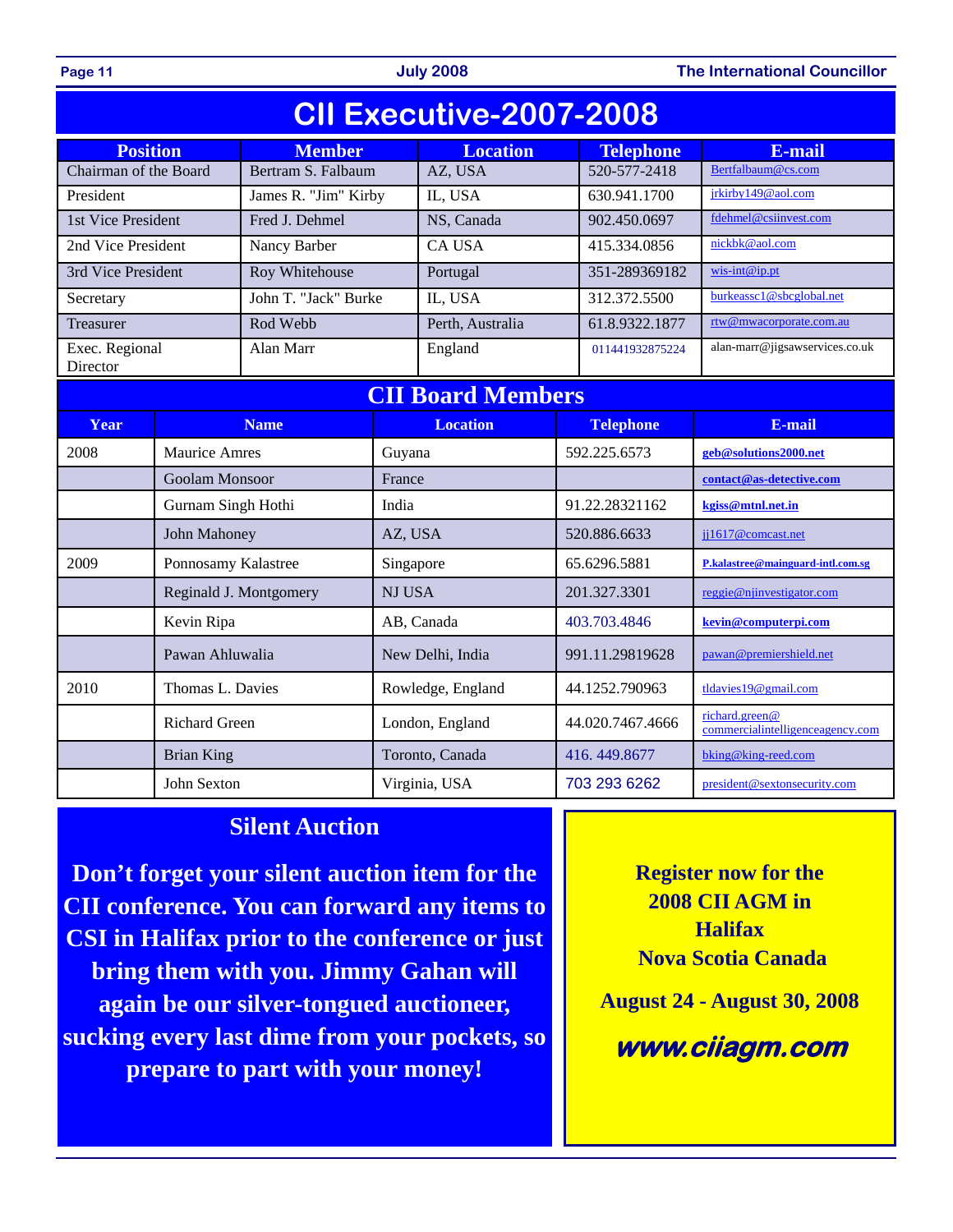# CII Executive-2007-2008

| Position | Member | Location | Telephone | E-mail |
|---|---|---|---|---|
| Chairman of the Board | Bertram S. Falbaum | AZ, USA | 520-577-2418 | Bertfalbaum@cs.com |
| President | James R. "Jim" Kirby | IL, USA | 630.941.1700 | jrkirby149@aol.com |
| 1st Vice President | Fred J. Dehmel | NS, Canada | 902.450.0697 | fdehmel@csiinvest.com |
| 2nd Vice President | Nancy Barber | CA USA | 415.334.0856 | nickbk@aol.com |
| 3rd Vice President | Roy Whitehouse | Portugal | 351-289369182 | wis-int@ip.pt |
| Secretary | John T. "Jack" Burke | IL, USA | 312.372.5500 | burkeassc1@sbcglobal.net |
| Treasurer | Rod Webb | Perth, Australia | 61.8.9322.1877 | rtw@mwacorporate.com.au |
| Exec. Regional Director | Alan Marr | England | 011441932875224 | alan-marr@jigsawservices.co.uk |

## CII Board Members

| Year | Name | Location | Telephone | E-mail |
|---|---|---|---|---|
| 2008 | Maurice Amres | Guyana | 592.225.6573 | **geb@solutions2000.net** |
| | Goolam Monsoor | France | | **contact@as-detective.com** |
| | Gurnam Singh Hothi | India | 91.22.28321162 | **kgiss@mtnl.net.in** |
| | John Mahoney | AZ, USA | 520.886.6633 | jj1617@comcast.net |
| 2009 | Ponnosamy Kalastree | Singapore | 65.6296.5881 | **P.kalastree@mainguard-intl.com.sg** |
| | Reginald J. Montgomery | NJ USA | 201.327.3301 | reggie@njinvestigator.com |
| | Kevin Ripa | AB, Canada | 403.703.4846 | **kevin@computerpi.com** |
| | Pawan Ahluwalia | New Delhi, India | 991.11.29819628 | pawan@premiershield.net |
| 2010 | Thomas L. Davies | Rowledge, England | 44.1252.790963 | tldavies19@gmail.com |
| | Richard Green | London, England | 44.020.7467.4666 | richard.green@commercialintelligenceagency.com |
| | Brian King | Toronto, Canada | 416. 449.8677 | bking@king-reed.com |
| | John Sexton | Virginia, USA | 703 293 6262 | president@sextonsecurity.com |

## Silent Auction

**Don't forget your silent auction item for the CII conference. You can forward any items to CSI in Halifax prior to the conference or just bring them with you. Jimmy Gahan will again be our silver-tongued auctioneer, sucking every last dime from your pockets, so prepare to part with your money!**

**Register now for the 2008 CII AGM in Halifax Nova Scotia Canada**

**August 24 - August 30, 2008**

***www.ciiagm.com***